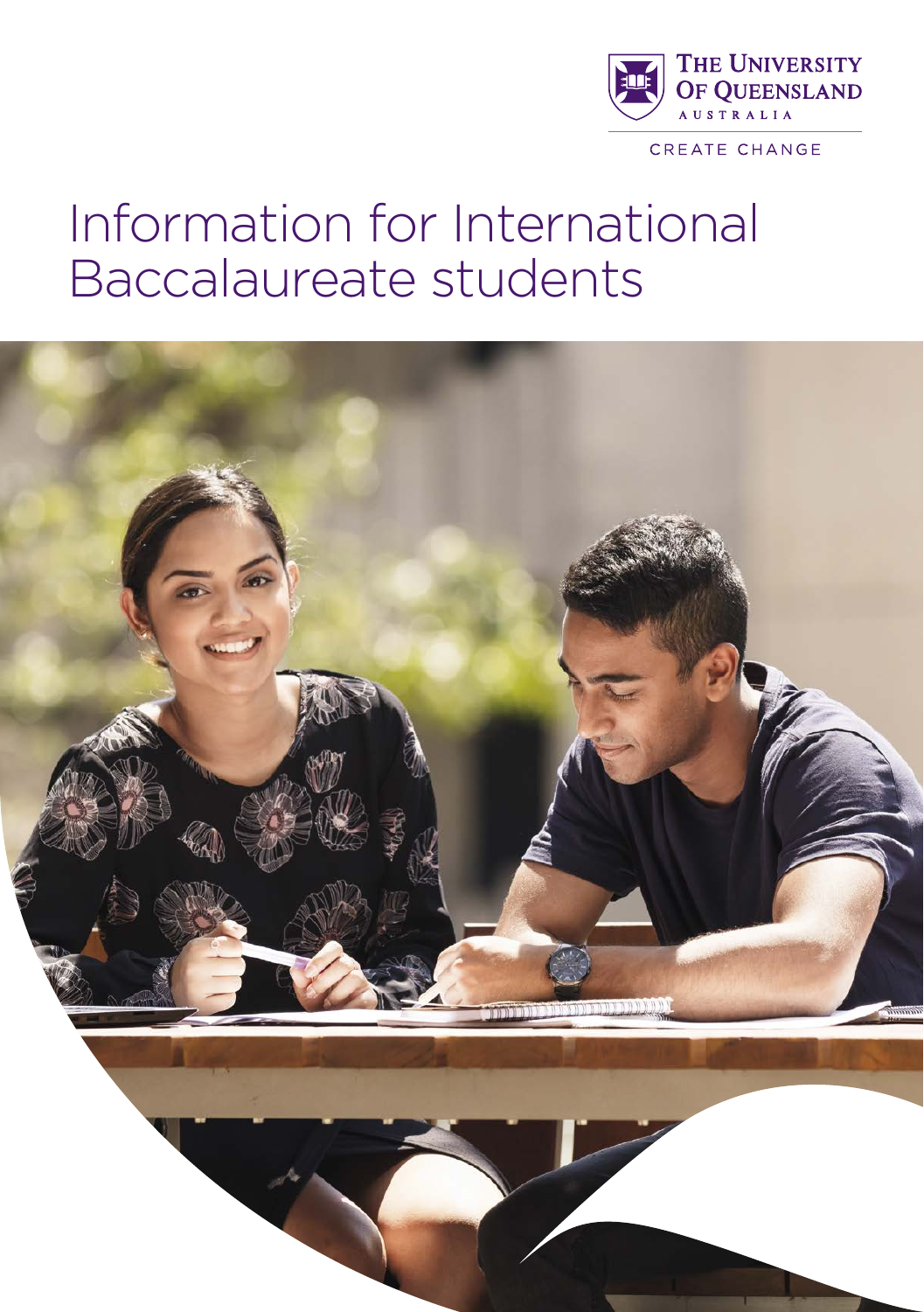THE UNIVERSITY OF QUEENSLAND
AUSTRALIA

CREATE CHANGE

# Information for International Baccalaureate students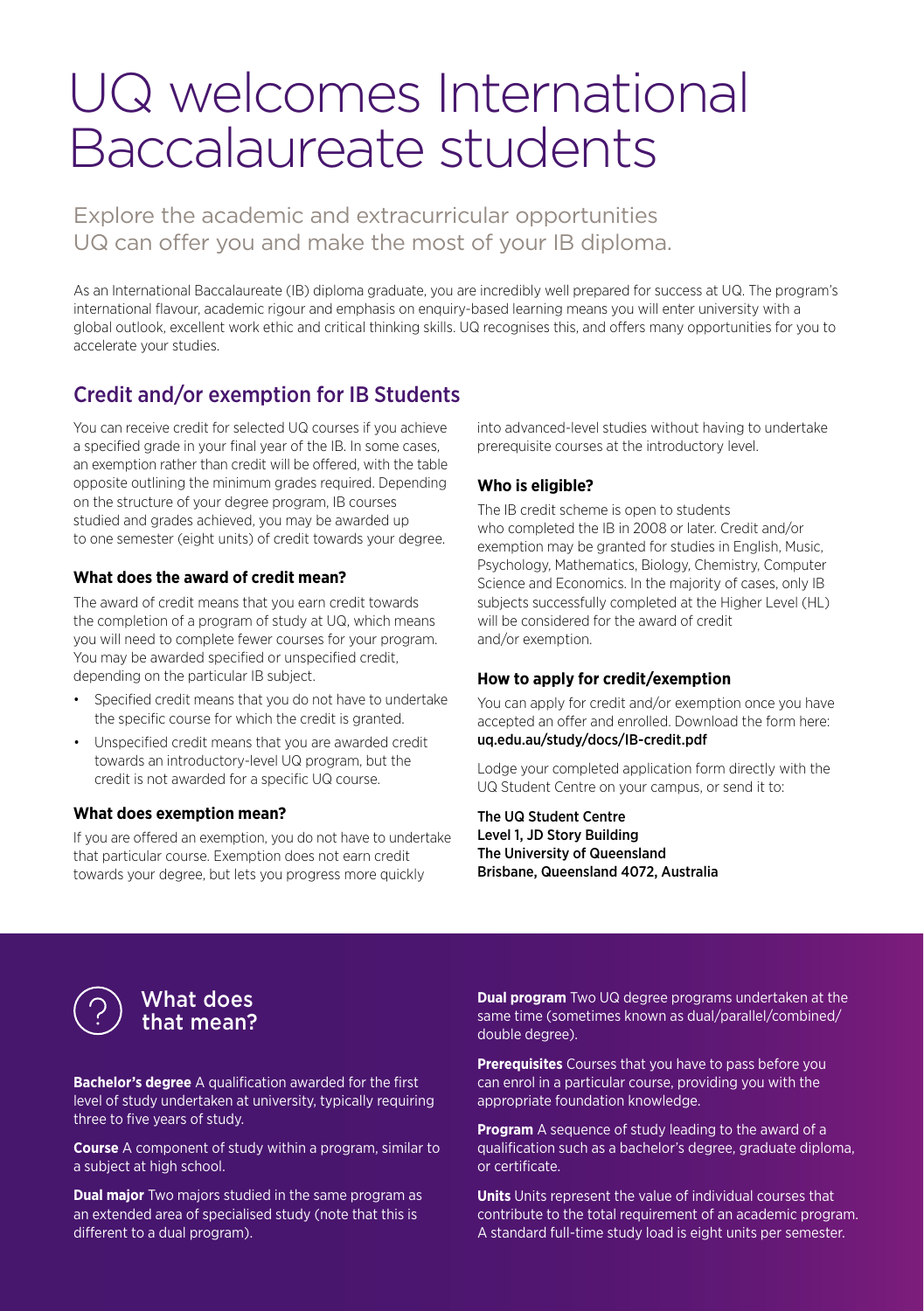# UQ welcomes International Baccalaureate students

Explore the academic and extracurricular opportunities UQ can offer you and make the most of your IB diploma.

As an International Baccalaureate (IB) diploma graduate, you are incredibly well prepared for success at UQ. The program's international flavour, academic rigour and emphasis on enquiry-based learning means you will enter university with a global outlook, excellent work ethic and critical thinking skills. UQ recognises this, and offers many opportunities for you to accelerate your studies.

## Credit and/or exemption for IB Students

You can receive credit for selected UQ courses if you achieve a specified grade in your final year of the IB. In some cases, an exemption rather than credit will be offered, with the table opposite outlining the minimum grades required. Depending on the structure of your degree program, IB courses studied and grades achieved, you may be awarded up to one semester (eight units) of credit towards your degree.

### What does the award of credit mean?

The award of credit means that you earn credit towards the completion of a program of study at UQ, which means you will need to complete fewer courses for your program. You may be awarded specified or unspecified credit, depending on the particular IB subject.

- Specified credit means that you do not have to undertake the specific course for which the credit is granted.
- Unspecified credit means that you are awarded credit towards an introductory-level UQ program, but the credit is not awarded for a specific UQ course.

### What does exemption mean?

If you are offered an exemption, you do not have to undertake that particular course. Exemption does not earn credit towards your degree, but lets you progress more quickly into advanced-level studies without having to undertake prerequisite courses at the introductory level.

### Who is eligible?

The IB credit scheme is open to students who completed the IB in 2008 or later. Credit and/or exemption may be granted for studies in English, Music, Psychology, Mathematics, Biology, Chemistry, Computer Science and Economics. In the majority of cases, only IB subjects successfully completed at the Higher Level (HL) will be considered for the award of credit and/or exemption.

### How to apply for credit/exemption

You can apply for credit and/or exemption once you have accepted an offer and enrolled. Download the form here: **uq.edu.au/study/docs/IB-credit.pdf**

Lodge your completed application form directly with the UQ Student Centre on your campus, or send it to:

**The UQ Student Centre**
**Level 1, JD Story Building**
**The University of Queensland**
**Brisbane, Queensland 4072, Australia**

## What does that mean?

**Bachelor's degree** A qualification awarded for the first level of study undertaken at university, typically requiring three to five years of study.

**Course** A component of study within a program, similar to a subject at high school.

**Dual major** Two majors studied in the same program as an extended area of specialised study (note that this is different to a dual program).

**Dual program** Two UQ degree programs undertaken at the same time (sometimes known as dual/parallel/combined/double degree).

**Prerequisites** Courses that you have to pass before you can enrol in a particular course, providing you with the appropriate foundation knowledge.

**Program** A sequence of study leading to the award of a qualification such as a bachelor's degree, graduate diploma, or certificate.

**Units** Units represent the value of individual courses that contribute to the total requirement of an academic program. A standard full-time study load is eight units per semester.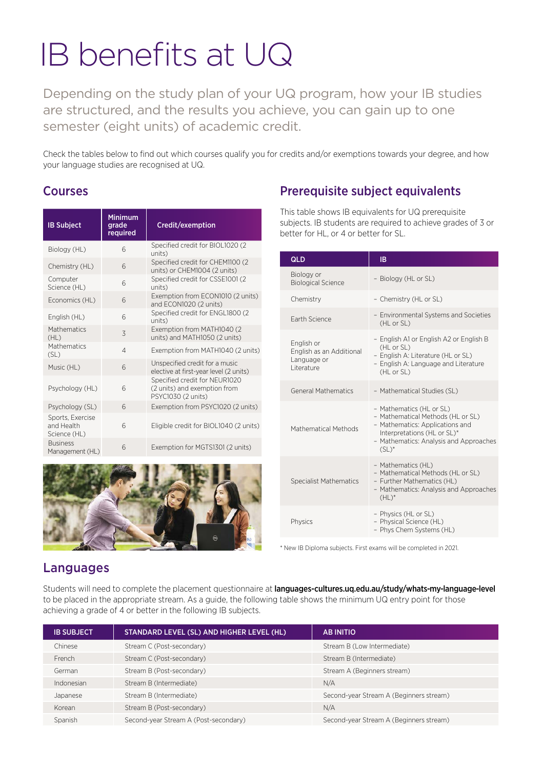# IB benefits at UQ

Depending on the study plan of your UQ program, how your IB studies are structured, and the results you achieve, you can gain up to one semester (eight units) of academic credit.

Check the tables below to find out which courses qualify you for credits and/or exemptions towards your degree, and how your language studies are recognised at UQ.

## Courses

| IB Subject | Minimum grade required | Credit/exemption |
|---|---|---|
| Biology (HL) | 6 | Specified credit for BIOL1020 (2 units) |
| Chemistry (HL) | 6 | Specified credit for CHEM1100 (2 units) or CHEM1004 (2 units) |
| Computer Science (HL) | 6 | Specified credit for CSSE1001 (2 units) |
| Economics (HL) | 6 | Exemption from ECON1010 (2 units) and ECON1020 (2 units) |
| English (HL) | 6 | Specified credit for ENGL1800 (2 units) |
| Mathematics (HL) | 3 | Exemption from MATH1040 (2 units) and MATH1050 (2 units) |
| Mathematics (SL) | 4 | Exemption from MATH1040 (2 units) |
| Music (HL) | 6 | Unspecified credit for a music elective at first-year level (2 units) |
| Psychology (HL) | 6 | Specified credit for NEUR1020 (2 units) and exemption from PSYC1030 (2 units) |
| Psychology (SL) | 6 | Exemption from PSYC1020 (2 units) |
| Sports, Exercise and Health Science (HL) | 6 | Eligible credit for BIOL1040 (2 units) |
| Business Management (HL) | 6 | Exemption for MGTS1301 (2 units) |

## Prerequisite subject equivalents

This table shows IB equivalents for UQ prerequisite subjects. IB students are required to achieve grades of 3 or better for HL, or 4 or better for SL.

| QLD | IB |
|---|---|
| Biology or Biological Science | - Biology (HL or SL) |
| Chemistry | - Chemistry (HL or SL) |
| Earth Science | - Environmental Systems and Societies (HL or SL) |
| English or English as an Additional Language or Literature | - English A1 or English A2 or English B (HL or SL)<br>- English A: Literature (HL or SL)<br>- English A: Language and Literature (HL or SL) |
| General Mathematics | - Mathematical Studies (SL) |
| Mathematical Methods | - Mathematics (HL or SL)<br>- Mathematical Methods (HL or SL)<br>- Mathematics: Applications and Interpretations (HL or SL)*<br>- Mathematics: Analysis and Approaches (SL)* |
| Specialist Mathematics | - Mathematics (HL)<br>- Mathematical Methods (HL or SL)<br>- Further Mathematics (HL)<br>- Mathematics: Analysis and Approaches (HL)* |
| Physics | - Physics (HL or SL)<br>- Physical Science (HL)<br>- Phys Chem Systems (HL) |

* New IB Diploma subjects. First exams will be completed in 2021.

## Languages

Students will need to complete the placement questionnaire at **languages-cultures.uq.edu.au/study/whats-my-language-level** to be placed in the appropriate stream. As a guide, the following table shows the minimum UQ entry point for those achieving a grade of 4 or better in the following IB subjects.

| IB SUBJECT | STANDARD LEVEL (SL) AND HIGHER LEVEL (HL) | AB INITIO |
|---|---|---|
| Chinese | Stream C (Post-secondary) | Stream B (Low Intermediate) |
| French | Stream C (Post-secondary) | Stream B (Intermediate) |
| German | Stream B (Post-secondary) | Stream A (Beginners stream) |
| Indonesian | Stream B (Intermediate) | N/A |
| Japanese | Stream B (Intermediate) | Second-year Stream A (Beginners stream) |
| Korean | Stream B (Post-secondary) | N/A |
| Spanish | Second-year Stream A (Post-secondary) | Second-year Stream A (Beginners stream) |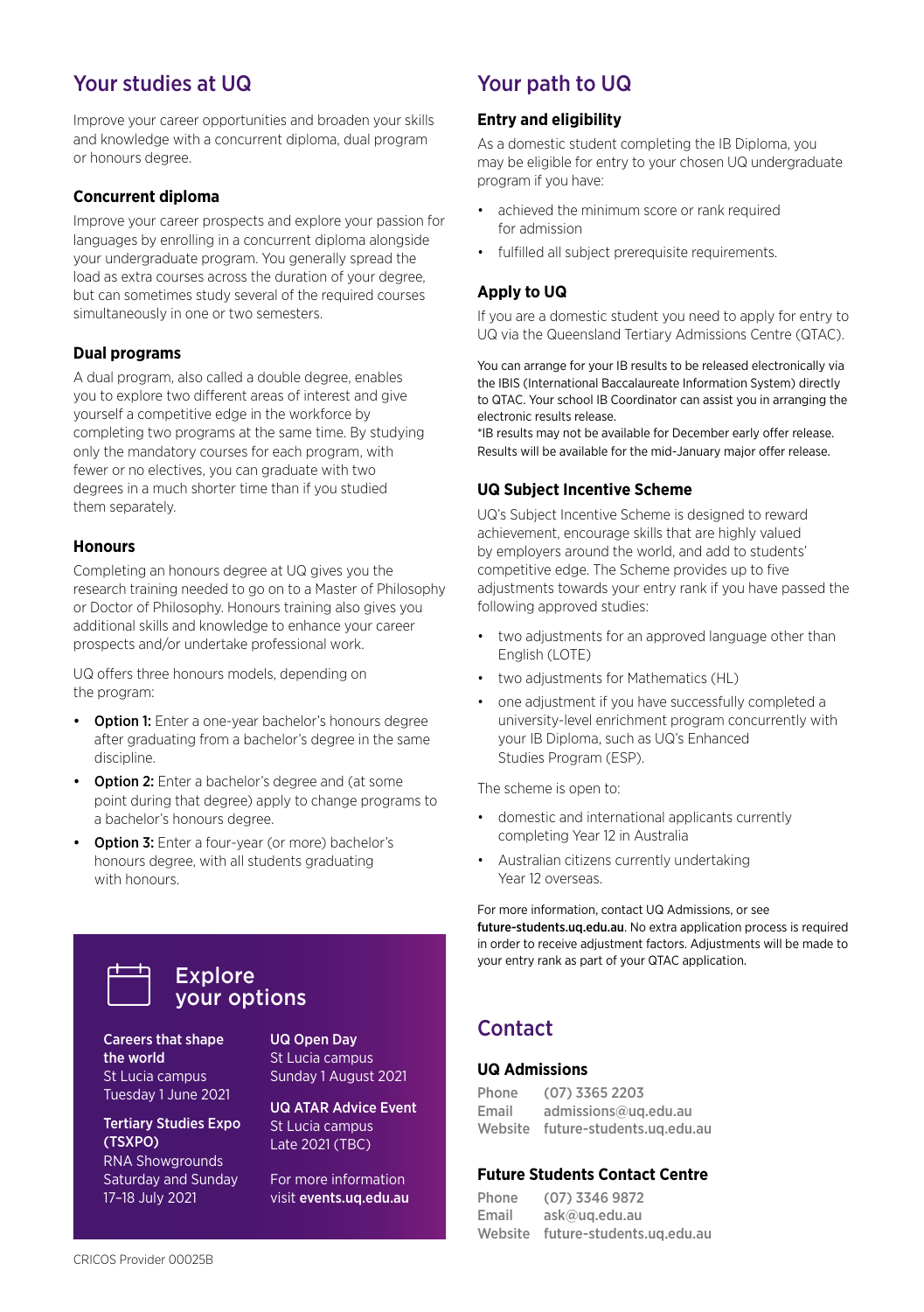## Your studies at UQ

Improve your career opportunities and broaden your skills and knowledge with a concurrent diploma, dual program or honours degree.

### Concurrent diploma

Improve your career prospects and explore your passion for languages by enrolling in a concurrent diploma alongside your undergraduate program. You generally spread the load as extra courses across the duration of your degree, but can sometimes study several of the required courses simultaneously in one or two semesters.

### Dual programs

A dual program, also called a double degree, enables you to explore two different areas of interest and give yourself a competitive edge in the workforce by completing two programs at the same time. By studying only the mandatory courses for each program, with fewer or no electives, you can graduate with two degrees in a much shorter time than if you studied them separately.

### Honours

Completing an honours degree at UQ gives you the research training needed to go on to a Master of Philosophy or Doctor of Philosophy. Honours training also gives you additional skills and knowledge to enhance your career prospects and/or undertake professional work.

UQ offers three honours models, depending on the program:

- **Option 1:** Enter a one-year bachelor's honours degree after graduating from a bachelor's degree in the same discipline.
- **Option 2:** Enter a bachelor's degree and (at some point during that degree) apply to change programs to a bachelor's honours degree.
- **Option 3:** Enter a four-year (or more) bachelor's honours degree, with all students graduating with honours.

### Explore your options

**Careers that shape the world**
St Lucia campus
Tuesday 1 June 2021

**Tertiary Studies Expo (TSXPO)**
RNA Showgrounds
Saturday and Sunday
17–18 July 2021

**UQ Open Day**
St Lucia campus
Sunday 1 August 2021

**UQ ATAR Advice Event**
St Lucia campus
Late 2021 (TBC)

For more information visit **events.uq.edu.au**

## Your path to UQ

### Entry and eligibility

As a domestic student completing the IB Diploma, you may be eligible for entry to your chosen UQ undergraduate program if you have:

- achieved the minimum score or rank required for admission
- fulfilled all subject prerequisite requirements.

### Apply to UQ

If you are a domestic student you need to apply for entry to UQ via the Queensland Tertiary Admissions Centre (QTAC).

You can arrange for your IB results to be released electronically via the IBIS (International Baccalaureate Information System) directly to QTAC. Your school IB Coordinator can assist you in arranging the electronic results release.
*IB results may not be available for December early offer release. Results will be available for the mid-January major offer release.

### UQ Subject Incentive Scheme

UQ's Subject Incentive Scheme is designed to reward achievement, encourage skills that are highly valued by employers around the world, and add to students' competitive edge. The Scheme provides up to five adjustments towards your entry rank if you have passed the following approved studies:

- two adjustments for an approved language other than English (LOTE)
- two adjustments for Mathematics (HL)
- one adjustment if you have successfully completed a university-level enrichment program concurrently with your IB Diploma, such as UQ's Enhanced Studies Program (ESP).

The scheme is open to:

- domestic and international applicants currently completing Year 12 in Australia
- Australian citizens currently undertaking Year 12 overseas.

For more information, contact UQ Admissions, or see **future-students.uq.edu.au**. No extra application process is required in order to receive adjustment factors. Adjustments will be made to your entry rank as part of your QTAC application.

## Contact

### UQ Admissions

Phone (07) 3365 2203
Email admissions@uq.edu.au
Website future-students.uq.edu.au

### Future Students Contact Centre

Phone (07) 3346 9872
Email ask@uq.edu.au
Website future-students.uq.edu.au

CRICOS Provider 00025B